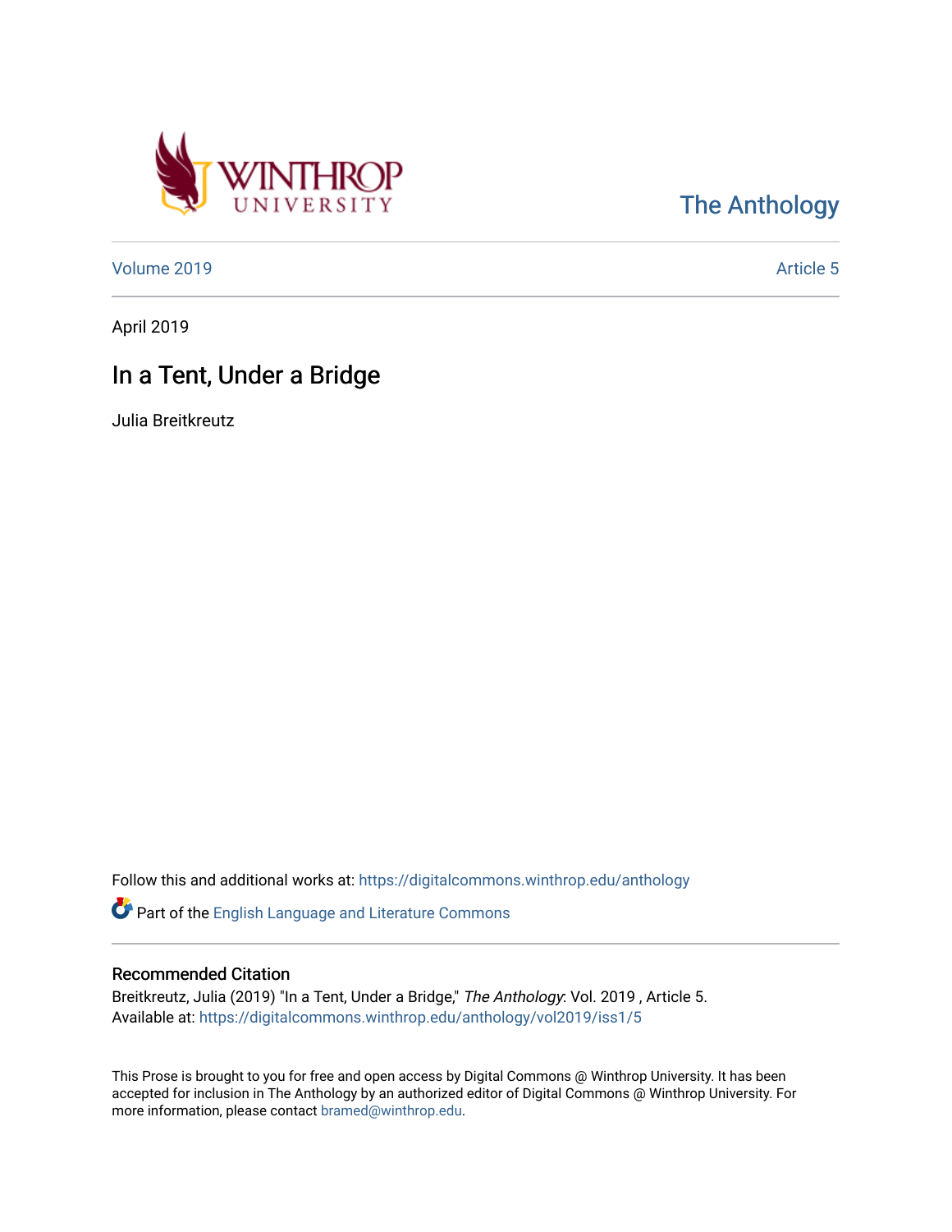The Anthology

Volume 2019 Article 5

April 2019

# In a Tent, Under a Bridge

Julia Breitkreutz

Follow this and additional works at: https://digitalcommons.winthrop.edu/anthology

Part of the English Language and Literature Commons

## Recommended Citation

Breitkreutz, Julia (2019) "In a Tent, Under a Bridge," *The Anthology*: Vol. 2019 , Article 5.
Available at: https://digitalcommons.winthrop.edu/anthology/vol2019/iss1/5

This Prose is brought to you for free and open access by Digital Commons @ Winthrop University. It has been accepted for inclusion in The Anthology by an authorized editor of Digital Commons @ Winthrop University. For more information, please contact bramed@winthrop.edu.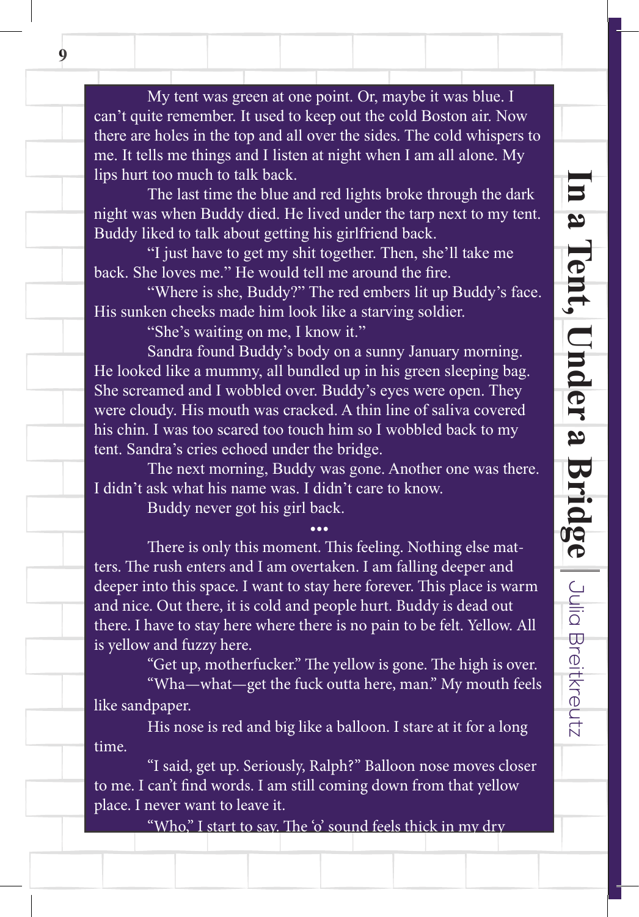My tent was green at one point. Or, maybe it was blue. I can't quite remember. It used to keep out the cold Boston air. Now there are holes in the top and all over the sides. The cold whispers to me. It tells me things and I listen at night when I am all alone. My lips hurt too much to talk back.

The last time the blue and red lights broke through the dark night was when Buddy died. He lived under the tarp next to my tent. Buddy liked to talk about getting his girlfriend back.

"I just have to get my shit together. Then, she'll take me back. She loves me." He would tell me around the fire.

"Where is she, Buddy?" The red embers lit up Buddy's face. His sunken cheeks made him look like a starving soldier.

"She's waiting on me, I know it."

Sandra found Buddy's body on a sunny January morning. He looked like a mummy, all bundled up in his green sleeping bag. She screamed and I wobbled over. Buddy's eyes were open. They were cloudy. His mouth was cracked. A thin line of saliva covered his chin. I was too scared too touch him so I wobbled back to my tent. Sandra's cries echoed under the bridge.

The next morning, Buddy was gone. Another one was there. I didn't ask what his name was. I didn't care to know.

Buddy never got his girl back.

•••

There is only this moment. This feeling. Nothing else matters. The rush enters and I am overtaken. I am falling deeper and deeper into this space. I want to stay here forever. This place is warm and nice. Out there, it is cold and people hurt. Buddy is dead out there. I have to stay here where there is no pain to be felt. Yellow. All is yellow and fuzzy here.

"Get up, motherfucker." The yellow is gone. The high is over.

"Wha—what—get the fuck outta here, man." My mouth feels like sandpaper.

His nose is red and big like a balloon. I stare at it for a long time.

"I said, get up. Seriously, Ralph?" Balloon nose moves closer to me. I can't find words. I am still coming down from that yellow place. I never want to leave it.

"Who," I start to say. The 'o' sound feels thick in my dry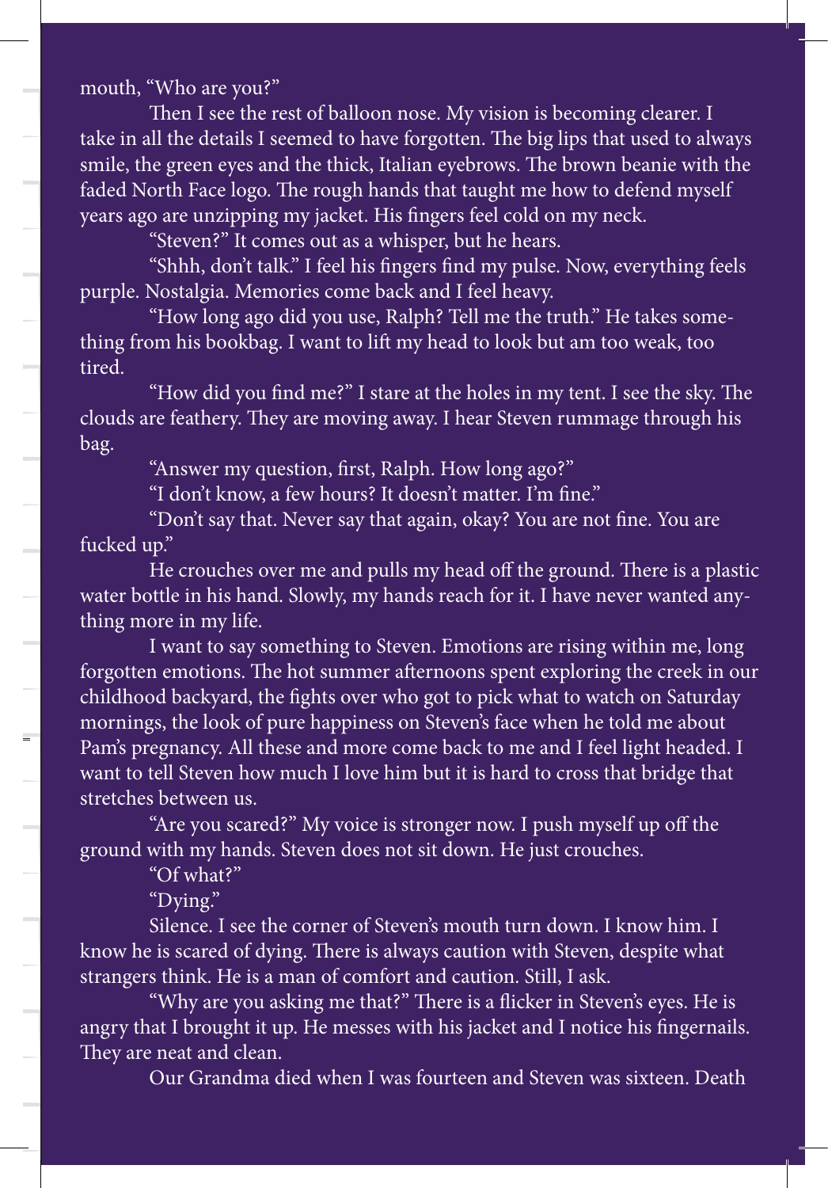mouth, "Who are you?"

Then I see the rest of balloon nose. My vision is becoming clearer. I take in all the details I seemed to have forgotten. The big lips that used to always smile, the green eyes and the thick, Italian eyebrows. The brown beanie with the faded North Face logo. The rough hands that taught me how to defend myself years ago are unzipping my jacket. His fingers feel cold on my neck.

"Steven?" It comes out as a whisper, but he hears.

"Shhh, don't talk." I feel his fingers find my pulse. Now, everything feels purple. Nostalgia. Memories come back and I feel heavy.

"How long ago did you use, Ralph? Tell me the truth." He takes something from his bookbag. I want to lift my head to look but am too weak, too tired.

"How did you find me?" I stare at the holes in my tent. I see the sky. The clouds are feathery. They are moving away. I hear Steven rummage through his bag.

"Answer my question, first, Ralph. How long ago?"

"I don't know, a few hours? It doesn't matter. I'm fine."

"Don't say that. Never say that again, okay? You are not fine. You are fucked up."

He crouches over me and pulls my head off the ground. There is a plastic water bottle in his hand. Slowly, my hands reach for it. I have never wanted anything more in my life.

I want to say something to Steven. Emotions are rising within me, long forgotten emotions. The hot summer afternoons spent exploring the creek in our childhood backyard, the fights over who got to pick what to watch on Saturday mornings, the look of pure happiness on Steven's face when he told me about Pam's pregnancy. All these and more come back to me and I feel light headed. I want to tell Steven how much I love him but it is hard to cross that bridge that stretches between us.

"Are you scared?" My voice is stronger now. I push myself up off the ground with my hands. Steven does not sit down. He just crouches.

"Of what?"

"Dying."

Silence. I see the corner of Steven's mouth turn down. I know him. I know he is scared of dying. There is always caution with Steven, despite what strangers think. He is a man of comfort and caution. Still, I ask.

"Why are you asking me that?" There is a flicker in Steven's eyes. He is angry that I brought it up. He messes with his jacket and I notice his fingernails. They are neat and clean.

Our Grandma died when I was fourteen and Steven was sixteen. Death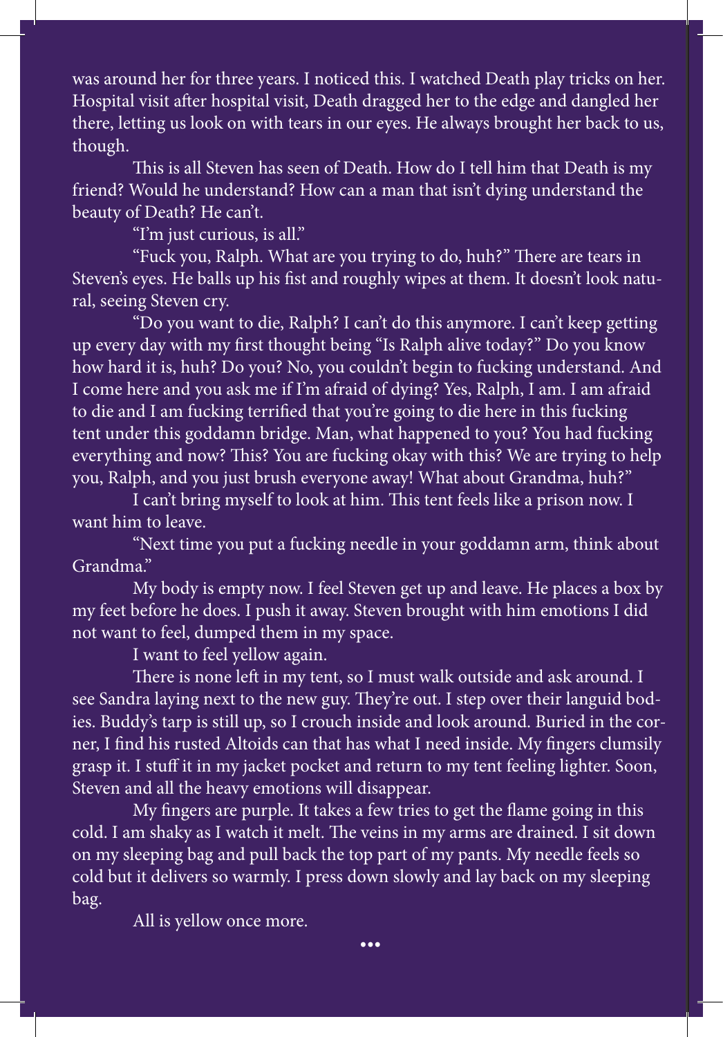was around her for three years. I noticed this. I watched Death play tricks on her. Hospital visit after hospital visit, Death dragged her to the edge and dangled her there, letting us look on with tears in our eyes. He always brought her back to us, though.

This is all Steven has seen of Death. How do I tell him that Death is my friend? Would he understand? How can a man that isn't dying understand the beauty of Death? He can't.

"I'm just curious, is all."

"Fuck you, Ralph. What are you trying to do, huh?" There are tears in Steven's eyes. He balls up his fist and roughly wipes at them. It doesn't look natural, seeing Steven cry.

"Do you want to die, Ralph? I can't do this anymore. I can't keep getting up every day with my first thought being "Is Ralph alive today?" Do you know how hard it is, huh? Do you? No, you couldn't begin to fucking understand. And I come here and you ask me if I'm afraid of dying? Yes, Ralph, I am. I am afraid to die and I am fucking terrified that you're going to die here in this fucking tent under this goddamn bridge. Man, what happened to you? You had fucking everything and now? This? You are fucking okay with this? We are trying to help you, Ralph, and you just brush everyone away! What about Grandma, huh?"

I can't bring myself to look at him. This tent feels like a prison now. I want him to leave.

"Next time you put a fucking needle in your goddamn arm, think about Grandma."

My body is empty now. I feel Steven get up and leave. He places a box by my feet before he does. I push it away. Steven brought with him emotions I did not want to feel, dumped them in my space.

I want to feel yellow again.

There is none left in my tent, so I must walk outside and ask around. I see Sandra laying next to the new guy. They're out. I step over their languid bodies. Buddy's tarp is still up, so I crouch inside and look around. Buried in the corner, I find his rusted Altoids can that has what I need inside. My fingers clumsily grasp it. I stuff it in my jacket pocket and return to my tent feeling lighter. Soon, Steven and all the heavy emotions will disappear.

My fingers are purple. It takes a few tries to get the flame going in this cold. I am shaky as I watch it melt. The veins in my arms are drained. I sit down on my sleeping bag and pull back the top part of my pants. My needle feels so cold but it delivers so warmly. I press down slowly and lay back on my sleeping bag.

All is yellow once more.

•••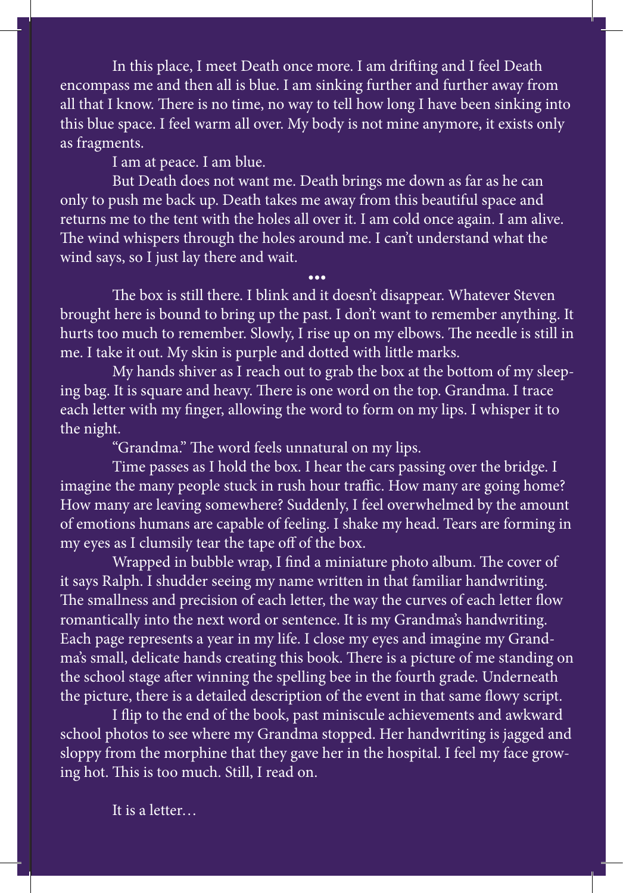In this place, I meet Death once more. I am drifting and I feel Death encompass me and then all is blue. I am sinking further and further away from all that I know. There is no time, no way to tell how long I have been sinking into this blue space. I feel warm all over. My body is not mine anymore, it exists only as fragments.

I am at peace. I am blue.

But Death does not want me. Death brings me down as far as he can only to push me back up. Death takes me away from this beautiful space and returns me to the tent with the holes all over it. I am cold once again. I am alive. The wind whispers through the holes around me. I can't understand what the wind says, so I just lay there and wait.

•••

The box is still there. I blink and it doesn't disappear. Whatever Steven brought here is bound to bring up the past. I don't want to remember anything. It hurts too much to remember. Slowly, I rise up on my elbows. The needle is still in me. I take it out. My skin is purple and dotted with little marks.

My hands shiver as I reach out to grab the box at the bottom of my sleeping bag. It is square and heavy. There is one word on the top. Grandma. I trace each letter with my finger, allowing the word to form on my lips. I whisper it to the night.

"Grandma." The word feels unnatural on my lips.

Time passes as I hold the box. I hear the cars passing over the bridge. I imagine the many people stuck in rush hour traffic. How many are going home? How many are leaving somewhere? Suddenly, I feel overwhelmed by the amount of emotions humans are capable of feeling. I shake my head. Tears are forming in my eyes as I clumsily tear the tape off of the box.

Wrapped in bubble wrap, I find a miniature photo album. The cover of it says Ralph. I shudder seeing my name written in that familiar handwriting. The smallness and precision of each letter, the way the curves of each letter flow romantically into the next word or sentence. It is my Grandma's handwriting. Each page represents a year in my life. I close my eyes and imagine my Grandma's small, delicate hands creating this book. There is a picture of me standing on the school stage after winning the spelling bee in the fourth grade. Underneath the picture, there is a detailed description of the event in that same flowy script.

I flip to the end of the book, past miniscule achievements and awkward school photos to see where my Grandma stopped. Her handwriting is jagged and sloppy from the morphine that they gave her in the hospital. I feel my face growing hot. This is too much. Still, I read on.

It is a letter…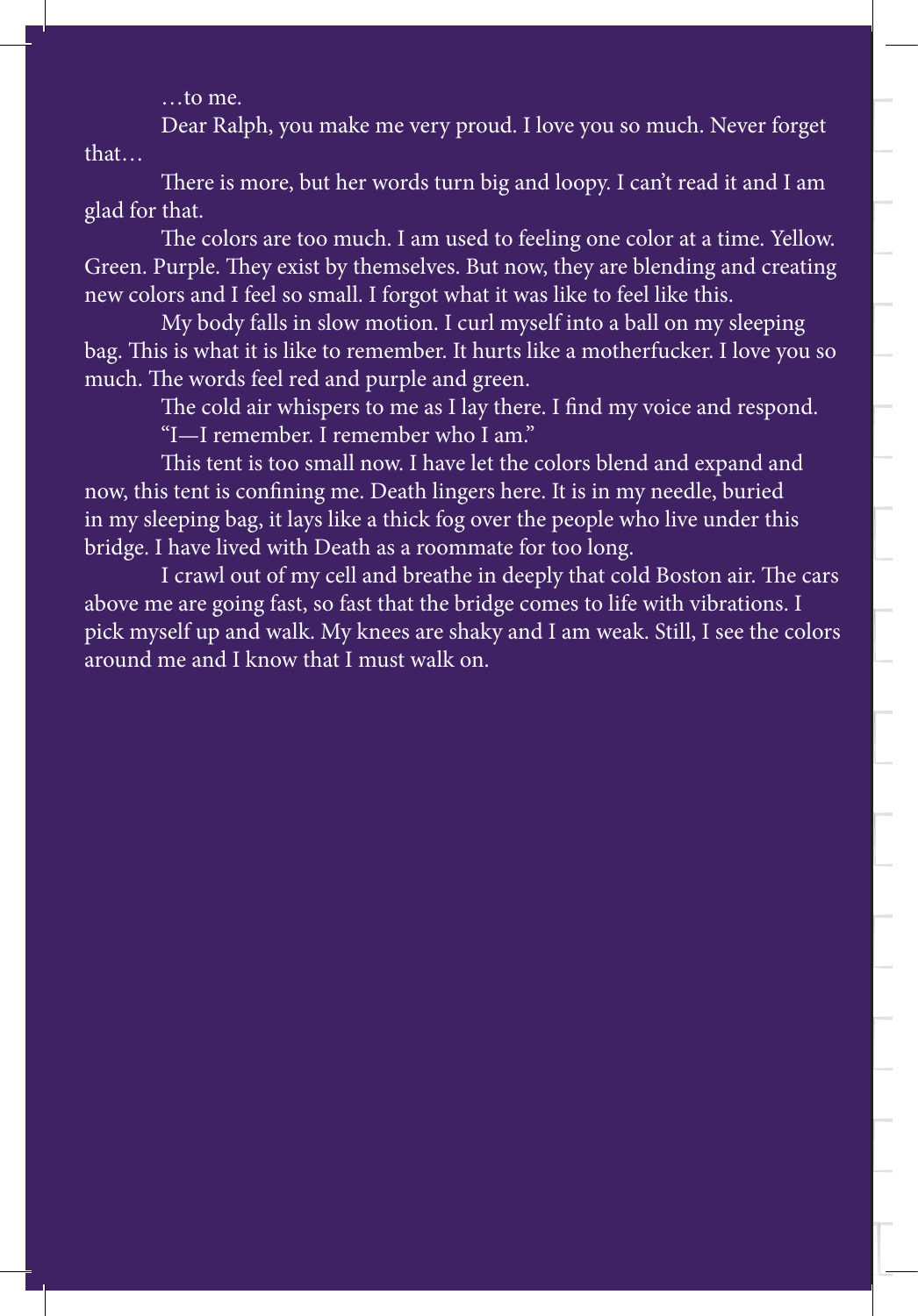…to me.

Dear Ralph, you make me very proud. I love you so much. Never forget that…

There is more, but her words turn big and loopy. I can't read it and I am glad for that.

The colors are too much. I am used to feeling one color at a time. Yellow. Green. Purple. They exist by themselves. But now, they are blending and creating new colors and I feel so small. I forgot what it was like to feel like this.

My body falls in slow motion. I curl myself into a ball on my sleeping bag. This is what it is like to remember. It hurts like a motherfucker. I love you so much. The words feel red and purple and green.

The cold air whispers to me as I lay there. I find my voice and respond.

"I—I remember. I remember who I am."

This tent is too small now. I have let the colors blend and expand and now, this tent is confining me. Death lingers here. It is in my needle, buried in my sleeping bag, it lays like a thick fog over the people who live under this bridge. I have lived with Death as a roommate for too long.

I crawl out of my cell and breathe in deeply that cold Boston air. The cars above me are going fast, so fast that the bridge comes to life with vibrations. I pick myself up and walk. My knees are shaky and I am weak. Still, I see the colors around me and I know that I must walk on.